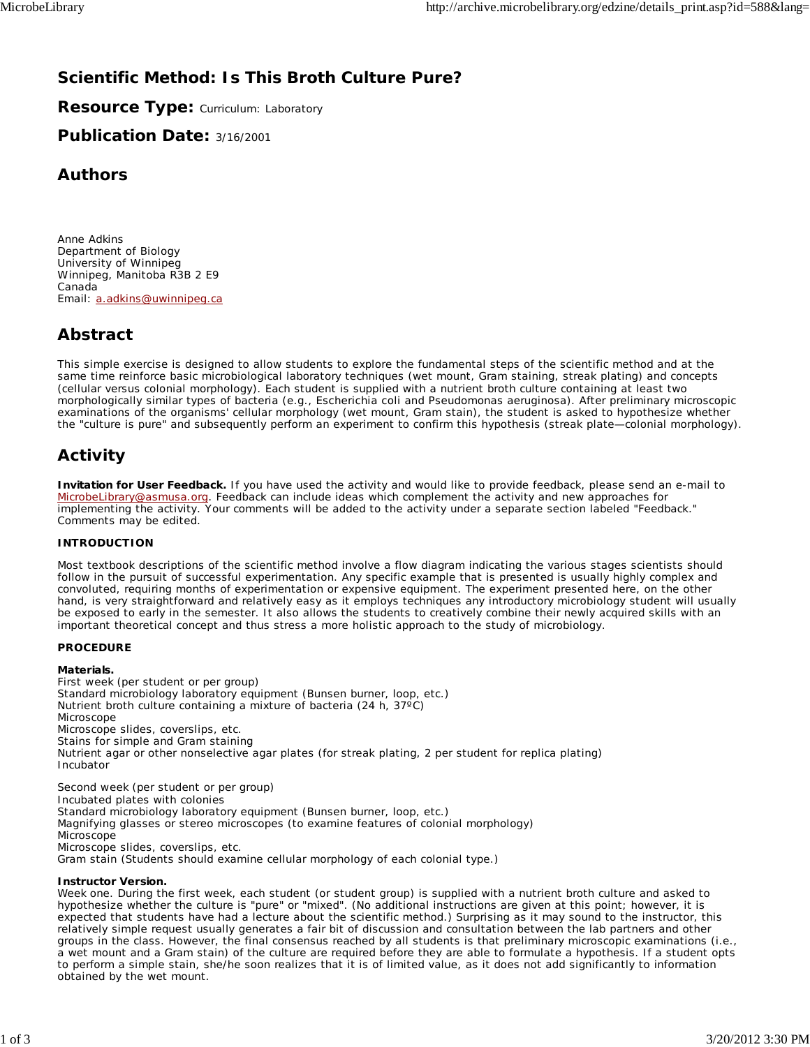# Scientific Method: Is This Broth Culture Pure?

## Resource Type: Curriculum: Laboratory

## Publication Date: 3/16/2001

## Authors

Anne Adkins
Department of Biology
University of Winnipeg
Winnipeg, Manitoba R3B 2 E9
Canada
Email: a.adkins@uwinnipeg.ca

## Abstract

This simple exercise is designed to allow students to explore the fundamental steps of the scientific method and at the same time reinforce basic microbiological laboratory techniques (wet mount, Gram staining, streak plating) and concepts (cellular versus colonial morphology). Each student is supplied with a nutrient broth culture containing at least two morphologically similar types of bacteria (e.g., Escherichia coli and Pseudomonas aeruginosa). After preliminary microscopic examinations of the organisms' cellular morphology (wet mount, Gram stain), the student is asked to hypothesize whether the "culture is pure" and subsequently perform an experiment to confirm this hypothesis (streak plate—colonial morphology).

## Activity

**Invitation for User Feedback.** If you have used the activity and would like to provide feedback, please send an e-mail to MicrobeLibrary@asmusa.org. Feedback can include ideas which complement the activity and new approaches for implementing the activity. Your comments will be added to the activity under a separate section labeled "Feedback." Comments may be edited.

### INTRODUCTION

Most textbook descriptions of the scientific method involve a flow diagram indicating the various stages scientists should follow in the pursuit of successful experimentation. Any specific example that is presented is usually highly complex and convoluted, requiring months of experimentation or expensive equipment. The experiment presented here, on the other hand, is very straightforward and relatively easy as it employs techniques any introductory microbiology student will usually be exposed to early in the semester. It also allows the students to creatively combine their newly acquired skills with an important theoretical concept and thus stress a more holistic approach to the study of microbiology.

### PROCEDURE

**Materials.**
First week (per student or per group)
Standard microbiology laboratory equipment (Bunsen burner, loop, etc.)
Nutrient broth culture containing a mixture of bacteria (24 h, 37ºC)
Microscope
Microscope slides, coverslips, etc.
Stains for simple and Gram staining
Nutrient agar or other nonselective agar plates (for streak plating, 2 per student for replica plating)
Incubator

Second week (per student or per group)
Incubated plates with colonies
Standard microbiology laboratory equipment (Bunsen burner, loop, etc.)
Magnifying glasses or stereo microscopes (to examine features of colonial morphology)
Microscope
Microscope slides, coverslips, etc.
Gram stain (Students should examine cellular morphology of each colonial type.)

**Instructor Version.**
Week one. During the first week, each student (or student group) is supplied with a nutrient broth culture and asked to hypothesize whether the culture is "pure" or "mixed". (No additional instructions are given at this point; however, it is expected that students have had a lecture about the scientific method.) Surprising as it may sound to the instructor, this relatively simple request usually generates a fair bit of discussion and consultation between the lab partners and other groups in the class. However, the final consensus reached by all students is that preliminary microscopic examinations (i.e., a wet mount and a Gram stain) of the culture are required before they are able to formulate a hypothesis. If a student opts to perform a simple stain, she/he soon realizes that it is of limited value, as it does not add significantly to information obtained by the wet mount.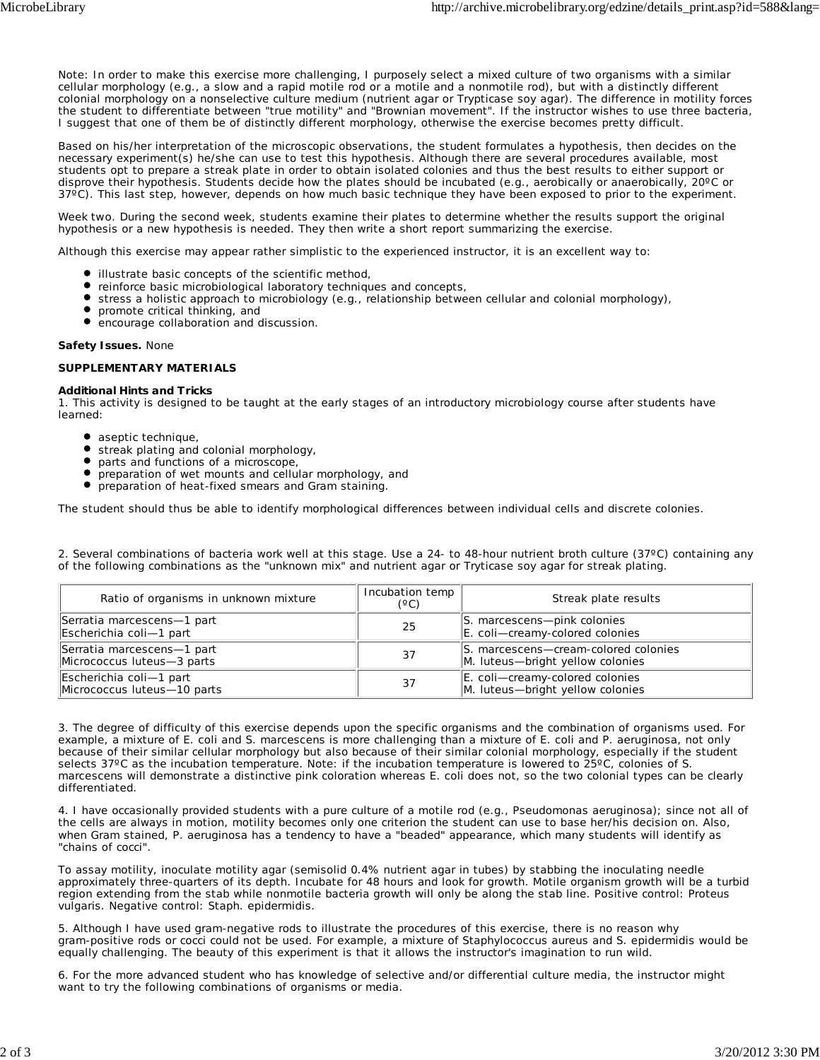Note: In order to make this exercise more challenging, I purposely select a mixed culture of two organisms with a similar cellular morphology (e.g., a slow and a rapid motile rod or a motile and a nonmotile rod), but with a distinctly different colonial morphology on a nonselective culture medium (nutrient agar or Trypticase soy agar). The difference in motility forces the student to differentiate between "true motility" and "Brownian movement". If the instructor wishes to use three bacteria, I suggest that one of them be of distinctly different morphology, otherwise the exercise becomes pretty difficult.

Based on his/her interpretation of the microscopic observations, the student formulates a hypothesis, then decides on the necessary experiment(s) he/she can use to test this hypothesis. Although there are several procedures available, most students opt to prepare a streak plate in order to obtain isolated colonies and thus the best results to either support or disprove their hypothesis. Students decide how the plates should be incubated (e.g., aerobically or anaerobically, 20ºC or 37ºC). This last step, however, depends on how much basic technique they have been exposed to prior to the experiment.

Week two. During the second week, students examine their plates to determine whether the results support the original hypothesis or a new hypothesis is needed. They then write a short report summarizing the exercise.

Although this exercise may appear rather simplistic to the experienced instructor, it is an excellent way to:

- illustrate basic concepts of the scientific method,
- reinforce basic microbiological laboratory techniques and concepts,
- stress a holistic approach to microbiology (e.g., relationship between cellular and colonial morphology),
- promote critical thinking, and
- encourage collaboration and discussion.

**Safety Issues.** None

**SUPPLEMENTARY MATERIALS**

**Additional Hints and Tricks**

1. This activity is designed to be taught at the early stages of an introductory microbiology course after students have learned:

- aseptic technique,
- streak plating and colonial morphology,
- parts and functions of a microscope,
- preparation of wet mounts and cellular morphology, and
- preparation of heat-fixed smears and Gram staining.

The student should thus be able to identify morphological differences between individual cells and discrete colonies.

2. Several combinations of bacteria work well at this stage. Use a 24- to 48-hour nutrient broth culture (37ºC) containing any of the following combinations as the "unknown mix" and nutrient agar or Tryticase soy agar for streak plating.

| Ratio of organisms in unknown mixture | Incubation temp (ºC) | Streak plate results |
|---|---|---|
| Serratia marcescens—1 part<br>Escherichia coli—1 part | 25 | S. marcescens—pink colonies<br>E. coli—creamy-colored colonies |
| Serratia marcescens—1 part<br>Micrococcus luteus—3 parts | 37 | S. marcescens—cream-colored colonies<br>M. luteus—bright yellow colonies |
| Escherichia coli—1 part<br>Micrococcus luteus—10 parts | 37 | E. coli—creamy-colored colonies<br>M. luteus—bright yellow colonies |

3. The degree of difficulty of this exercise depends upon the specific organisms and the combination of organisms used. For example, a mixture of E. coli and S. marcescens is more challenging than a mixture of E. coli and P. aeruginosa, not only because of their similar cellular morphology but also because of their similar colonial morphology, especially if the student selects 37ºC as the incubation temperature. Note: if the incubation temperature is lowered to 25ºC, colonies of S. marcescens will demonstrate a distinctive pink coloration whereas E. coli does not, so the two colonial types can be clearly differentiated.

4. I have occasionally provided students with a pure culture of a motile rod (e.g., Pseudomonas aeruginosa); since not all of the cells are always in motion, motility becomes only one criterion the student can use to base her/his decision on. Also, when Gram stained, P. aeruginosa has a tendency to have a "beaded" appearance, which many students will identify as "chains of cocci".

To assay motility, inoculate motility agar (semisolid 0.4% nutrient agar in tubes) by stabbing the inoculating needle approximately three-quarters of its depth. Incubate for 48 hours and look for growth. Motile organism growth will be a turbid region extending from the stab while nonmotile bacteria growth will only be along the stab line. Positive control: Proteus vulgaris. Negative control: Staph. epidermidis.

5. Although I have used gram-negative rods to illustrate the procedures of this exercise, there is no reason why gram-positive rods or cocci could not be used. For example, a mixture of Staphylococcus aureus and S. epidermidis would be equally challenging. The beauty of this experiment is that it allows the instructor's imagination to run wild.

6. For the more advanced student who has knowledge of selective and/or differential culture media, the instructor might want to try the following combinations of organisms or media.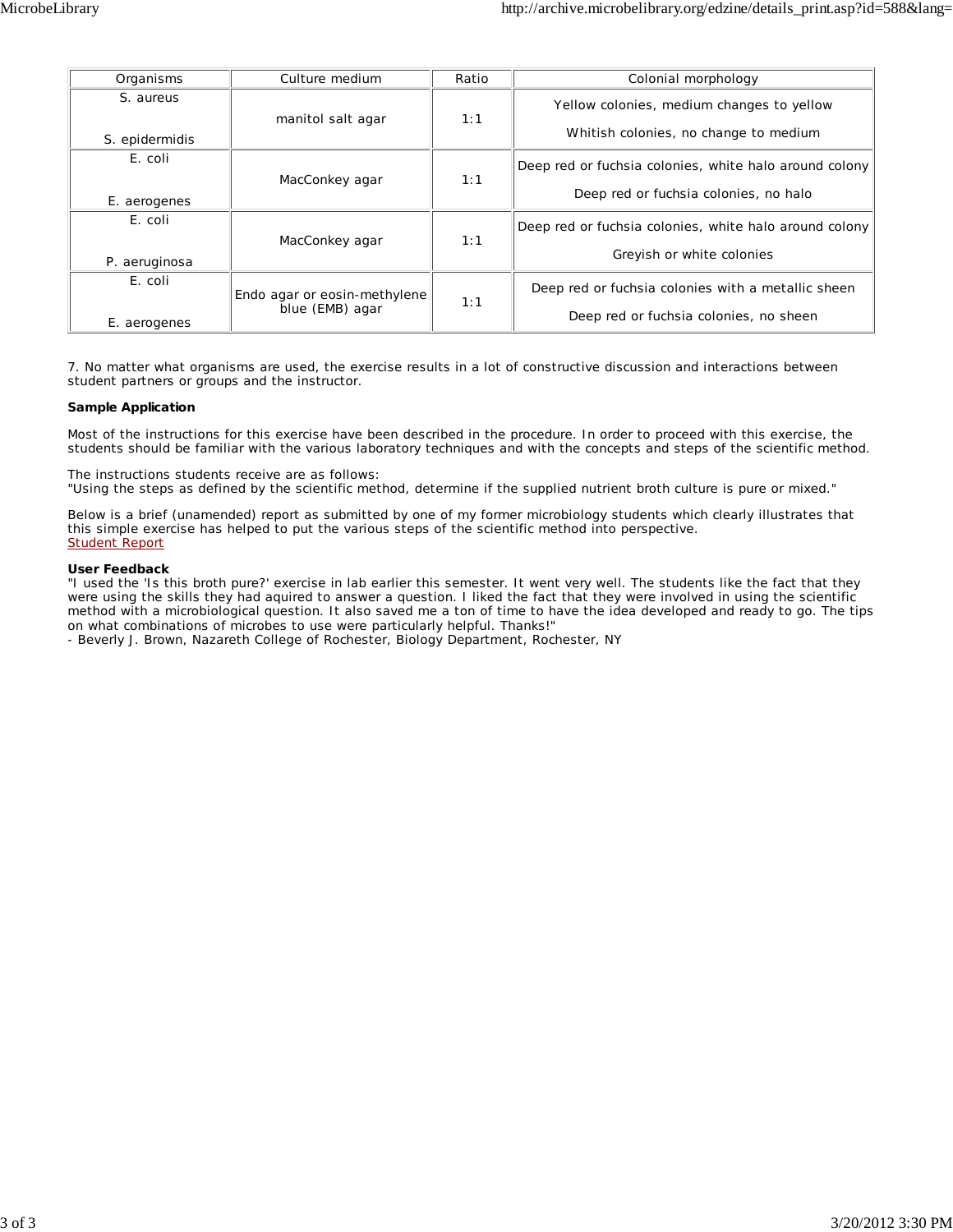| Organisms | Culture medium | Ratio | Colonial morphology |
|---|---|---|---|
| S. aureus<br><br>S. epidermidis | manitol salt agar | 1:1 | Yellow colonies, medium changes to yellow<br><br>Whitish colonies, no change to medium |
| E. coli<br><br>E. aerogenes | MacConkey agar | 1:1 | Deep red or fuchsia colonies, white halo around colony<br><br>Deep red or fuchsia colonies, no halo |
| E. coli<br><br>P. aeruginosa | MacConkey agar | 1:1 | Deep red or fuchsia colonies, white halo around colony<br><br>Greyish or white colonies |
| E. coli<br><br>E. aerogenes | Endo agar or eosin-methylene blue (EMB) agar | 1:1 | Deep red or fuchsia colonies with a metallic sheen<br><br>Deep red or fuchsia colonies, no sheen |

7. No matter what organisms are used, the exercise results in a lot of constructive discussion and interactions between student partners or groups and the instructor.

**Sample Application**

Most of the instructions for this exercise have been described in the procedure. In order to proceed with this exercise, the students should be familiar with the various laboratory techniques and with the concepts and steps of the scientific method.

The instructions students receive are as follows:
"Using the steps as defined by the scientific method, determine if the supplied nutrient broth culture is pure or mixed."

Below is a brief (unamended) report as submitted by one of my former microbiology students which clearly illustrates that this simple exercise has helped to put the various steps of the scientific method into perspective.
Student Report

**User Feedback**
"I used the 'Is this broth pure?' exercise in lab earlier this semester. It went very well. The students like the fact that they were using the skills they had aquired to answer a question. I liked the fact that they were involved in using the scientific method with a microbiological question. It also saved me a ton of time to have the idea developed and ready to go. The tips on what combinations of microbes to use were particularly helpful. Thanks!"
- Beverly J. Brown, Nazareth College of Rochester, Biology Department, Rochester, NY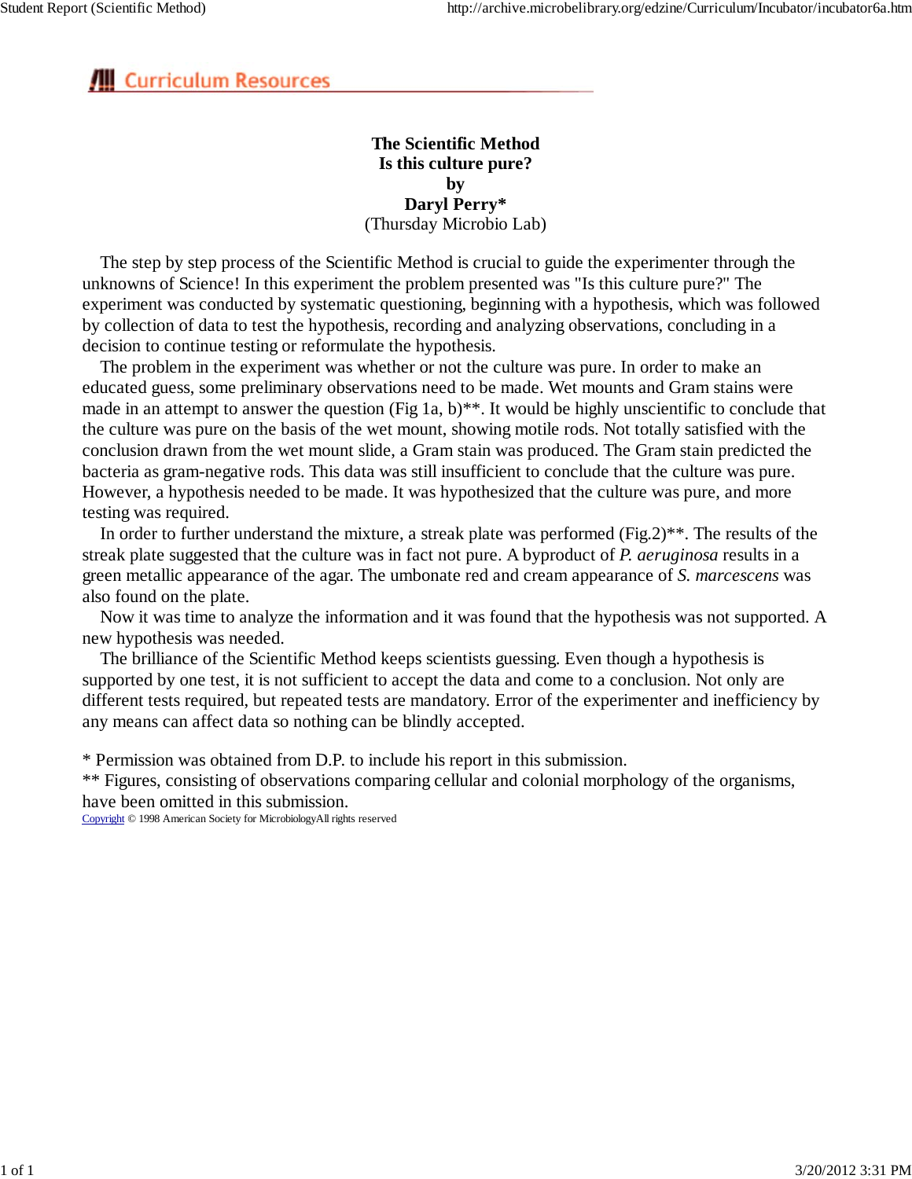**Curriculum Resources**

**The Scientific Method**
**Is this culture pure?**
**by**
**Daryl Perry***
(Thursday Microbio Lab)

The step by step process of the Scientific Method is crucial to guide the experimenter through the unknowns of Science! In this experiment the problem presented was "Is this culture pure?" The experiment was conducted by systematic questioning, beginning with a hypothesis, which was followed by collection of data to test the hypothesis, recording and analyzing observations, concluding in a decision to continue testing or reformulate the hypothesis.

The problem in the experiment was whether or not the culture was pure. In order to make an educated guess, some preliminary observations need to be made. Wet mounts and Gram stains were made in an attempt to answer the question (Fig 1a, b)**. It would be highly unscientific to conclude that the culture was pure on the basis of the wet mount, showing motile rods. Not totally satisfied with the conclusion drawn from the wet mount slide, a Gram stain was produced. The Gram stain predicted the bacteria as gram-negative rods. This data was still insufficient to conclude that the culture was pure. However, a hypothesis needed to be made. It was hypothesized that the culture was pure, and more testing was required.

In order to further understand the mixture, a streak plate was performed (Fig.2)**. The results of the streak plate suggested that the culture was in fact not pure. A byproduct of *P. aeruginosa* results in a green metallic appearance of the agar. The umbonate red and cream appearance of *S. marcescens* was also found on the plate.

Now it was time to analyze the information and it was found that the hypothesis was not supported. A new hypothesis was needed.

The brilliance of the Scientific Method keeps scientists guessing. Even though a hypothesis is supported by one test, it is not sufficient to accept the data and come to a conclusion. Not only are different tests required, but repeated tests are mandatory. Error of the experimenter and inefficiency by any means can affect data so nothing can be blindly accepted.

* Permission was obtained from D.P. to include his report in this submission.
** Figures, consisting of observations comparing cellular and colonial morphology of the organisms, have been omitted in this submission.

Copyright © 1998 American Society for MicrobiologyAll rights reserved